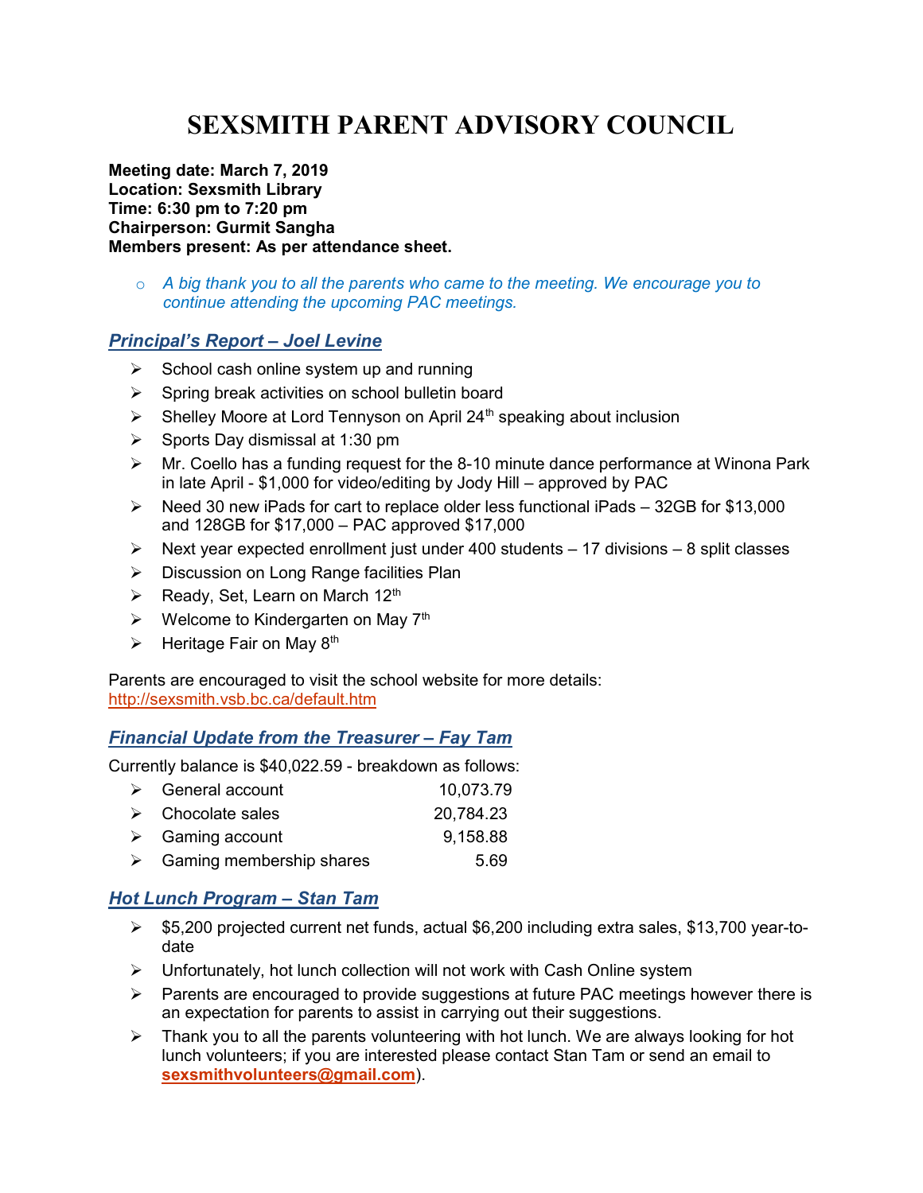# SEXSMITH PARENT ADVISORY COUNCIL

**Meeting date: March 7, 2019**
**Location: Sexsmith Library**
**Time: 6:30 pm to 7:20 pm**
**Chairperson: Gurmit Sangha**
**Members present: As per attendance sheet.**

- *A big thank you to all the parents who came to the meeting. We encourage you to continue attending the upcoming PAC meetings.*

## *Principal's Report – Joel Levine*

- School cash online system up and running
- Spring break activities on school bulletin board
- Shelley Moore at Lord Tennyson on April 24th speaking about inclusion
- Sports Day dismissal at 1:30 pm
- Mr. Coello has a funding request for the 8-10 minute dance performance at Winona Park in late April - $1,000 for video/editing by Jody Hill – approved by PAC
- Need 30 new iPads for cart to replace older less functional iPads – 32GB for $13,000 and 128GB for $17,000 – PAC approved $17,000
- Next year expected enrollment just under 400 students – 17 divisions – 8 split classes
- Discussion on Long Range facilities Plan
- Ready, Set, Learn on March 12th
- Welcome to Kindergarten on May 7th
- Heritage Fair on May 8th

Parents are encouraged to visit the school website for more details: http://sexsmith.vsb.bc.ca/default.htm

## *Financial Update from the Treasurer – Fay Tam*

Currently balance is $40,022.59 - breakdown as follows:

| | |
|---|---|
| General account | 10,073.79 |
| Chocolate sales | 20,784.23 |
| Gaming account | 9,158.88 |
| Gaming membership shares | 5.69 |

## *Hot Lunch Program – Stan Tam*

- $5,200 projected current net funds, actual $6,200 including extra sales, $13,700 year-to-date
- Unfortunately, hot lunch collection will not work with Cash Online system
- Parents are encouraged to provide suggestions at future PAC meetings however there is an expectation for parents to assist in carrying out their suggestions.
- Thank you to all the parents volunteering with hot lunch. We are always looking for hot lunch volunteers; if you are interested please contact Stan Tam or send an email to **sexsmithvolunteers@gmail.com**).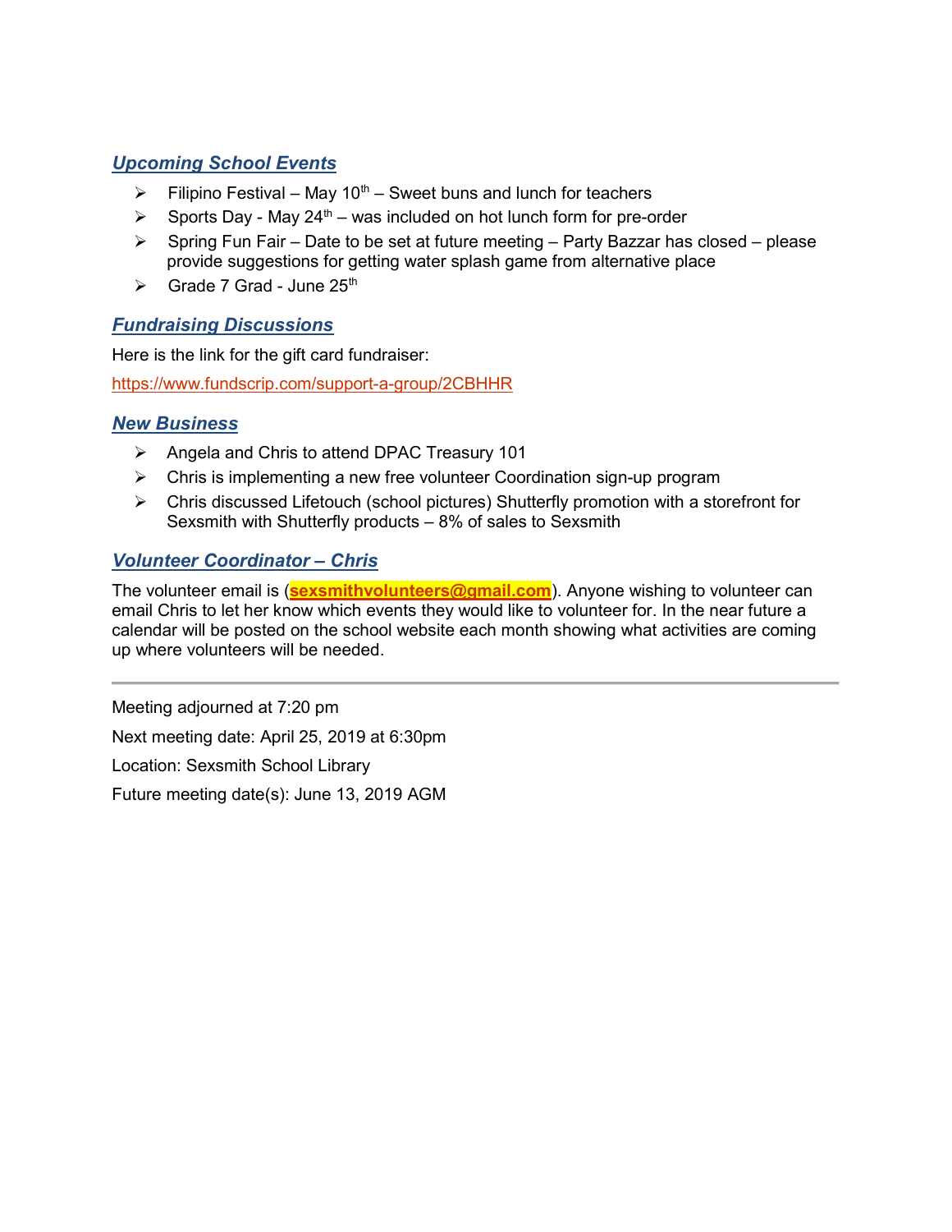## *Upcoming School Events*

- Filipino Festival – May 10th – Sweet buns and lunch for teachers
- Sports Day - May 24th – was included on hot lunch form for pre-order
- Spring Fun Fair – Date to be set at future meeting – Party Bazzar has closed – please provide suggestions for getting water splash game from alternative place
- Grade 7 Grad - June 25th

## *Fundraising Discussions*

Here is the link for the gift card fundraiser:

https://www.fundscrip.com/support-a-group/2CBHHR

## *New Business*

- Angela and Chris to attend DPAC Treasury 101
- Chris is implementing a new free volunteer Coordination sign-up program
- Chris discussed Lifetouch (school pictures) Shutterfly promotion with a storefront for Sexsmith with Shutterfly products – 8% of sales to Sexsmith

## *Volunteer Coordinator – Chris*

The volunteer email is (**sexsmithvolunteers@gmail.com**). Anyone wishing to volunteer can email Chris to let her know which events they would like to volunteer for. In the near future a calendar will be posted on the school website each month showing what activities are coming up where volunteers will be needed.

---

Meeting adjourned at 7:20 pm

Next meeting date: April 25, 2019 at 6:30pm

Location: Sexsmith School Library

Future meeting date(s): June 13, 2019 AGM